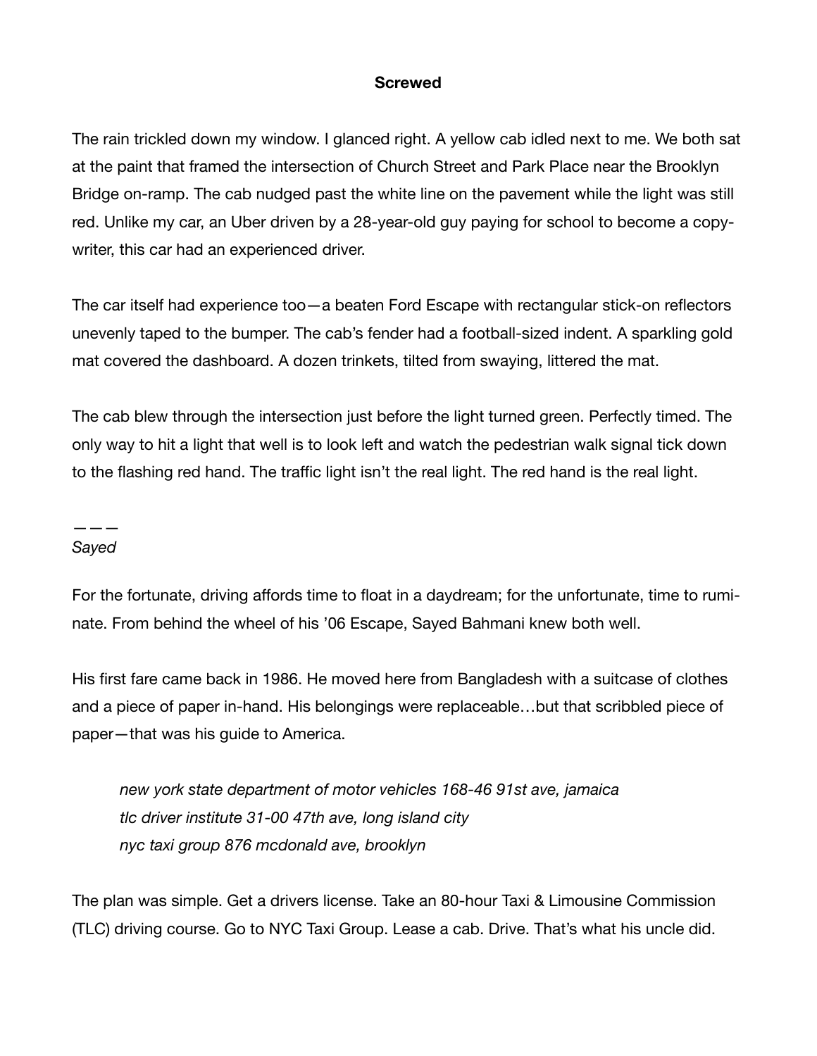**Screwed**

The rain trickled down my window. I glanced right. A yellow cab idled next to me. We both sat at the paint that framed the intersection of Church Street and Park Place near the Brooklyn Bridge on-ramp. The cab nudged past the white line on the pavement while the light was still red. Unlike my car, an Uber driven by a 28-year-old guy paying for school to become a copywriter, this car had an experienced driver.

The car itself had experience too—a beaten Ford Escape with rectangular stick-on reflectors unevenly taped to the bumper. The cab's fender had a football-sized indent. A sparkling gold mat covered the dashboard. A dozen trinkets, tilted from swaying, littered the mat.

The cab blew through the intersection just before the light turned green. Perfectly timed. The only way to hit a light that well is to look left and watch the pedestrian walk signal tick down to the flashing red hand. The traffic light isn't the real light. The red hand is the real light.

———
*Sayed*

For the fortunate, driving affords time to float in a daydream; for the unfortunate, time to ruminate. From behind the wheel of his '06 Escape, Sayed Bahmani knew both well.

His first fare came back in 1986. He moved here from Bangladesh with a suitcase of clothes and a piece of paper in-hand. His belongings were replaceable…but that scribbled piece of paper—that was his guide to America.

> *new york state department of motor vehicles 168-46 91st ave, jamaica*
> *tlc driver institute 31-00 47th ave, long island city*
> *nyc taxi group 876 mcdonald ave, brooklyn*

The plan was simple. Get a drivers license. Take an 80-hour Taxi & Limousine Commission (TLC) driving course. Go to NYC Taxi Group. Lease a cab. Drive. That's what his uncle did.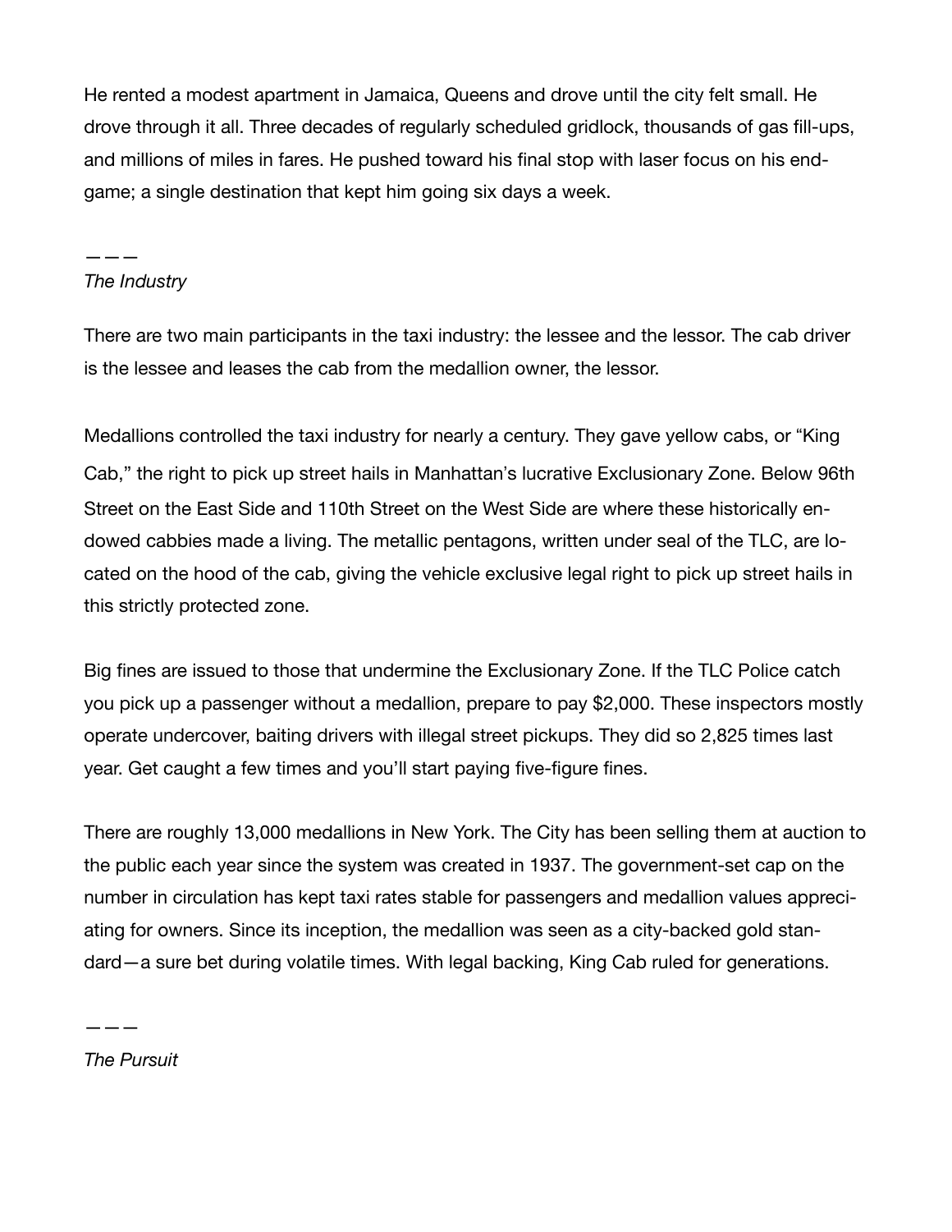He rented a modest apartment in Jamaica, Queens and drove until the city felt small. He drove through it all. Three decades of regularly scheduled gridlock, thousands of gas fill-ups, and millions of miles in fares. He pushed toward his final stop with laser focus on his end-game; a single destination that kept him going six days a week.

———

*The Industry*

There are two main participants in the taxi industry: the lessee and the lessor. The cab driver is the lessee and leases the cab from the medallion owner, the lessor.

Medallions controlled the taxi industry for nearly a century. They gave yellow cabs, or "King Cab," the right to pick up street hails in Manhattan's lucrative Exclusionary Zone. Below 96th Street on the East Side and 110th Street on the West Side are where these historically endowed cabbies made a living. The metallic pentagons, written under seal of the TLC, are located on the hood of the cab, giving the vehicle exclusive legal right to pick up street hails in this strictly protected zone.

Big fines are issued to those that undermine the Exclusionary Zone. If the TLC Police catch you pick up a passenger without a medallion, prepare to pay $2,000. These inspectors mostly operate undercover, baiting drivers with illegal street pickups. They did so 2,825 times last year. Get caught a few times and you'll start paying five-figure fines.

There are roughly 13,000 medallions in New York. The City has been selling them at auction to the public each year since the system was created in 1937. The government-set cap on the number in circulation has kept taxi rates stable for passengers and medallion values appreciating for owners. Since its inception, the medallion was seen as a city-backed gold standard—a sure bet during volatile times. With legal backing, King Cab ruled for generations.

———

*The Pursuit*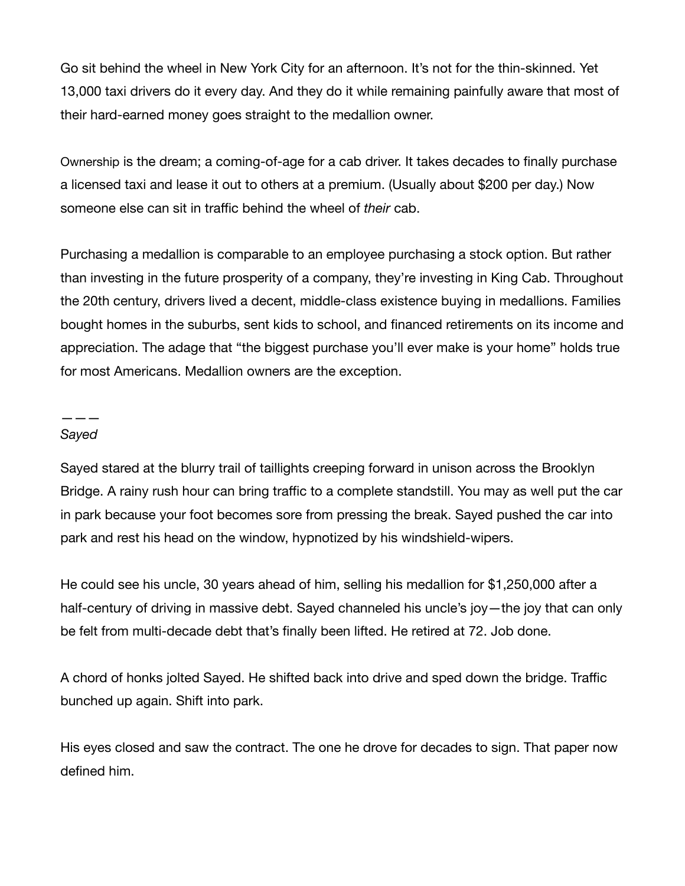Go sit behind the wheel in New York City for an afternoon. It's not for the thin-skinned. Yet 13,000 taxi drivers do it every day. And they do it while remaining painfully aware that most of their hard-earned money goes straight to the medallion owner.

Ownership is the dream; a coming-of-age for a cab driver. It takes decades to finally purchase a licensed taxi and lease it out to others at a premium. (Usually about $200 per day.) Now someone else can sit in traffic behind the wheel of *their* cab.

Purchasing a medallion is comparable to an employee purchasing a stock option. But rather than investing in the future prosperity of a company, they're investing in King Cab. Throughout the 20th century, drivers lived a decent, middle-class existence buying in medallions. Families bought homes in the suburbs, sent kids to school, and financed retirements on its income and appreciation. The adage that "the biggest purchase you'll ever make is your home" holds true for most Americans. Medallion owners are the exception.

———
*Sayed*

Sayed stared at the blurry trail of taillights creeping forward in unison across the Brooklyn Bridge. A rainy rush hour can bring traffic to a complete standstill. You may as well put the car in park because your foot becomes sore from pressing the break. Sayed pushed the car into park and rest his head on the window, hypnotized by his windshield-wipers.

He could see his uncle, 30 years ahead of him, selling his medallion for $1,250,000 after a half-century of driving in massive debt. Sayed channeled his uncle's joy—the joy that can only be felt from multi-decade debt that's finally been lifted. He retired at 72. Job done.

A chord of honks jolted Sayed. He shifted back into drive and sped down the bridge. Traffic bunched up again. Shift into park.

His eyes closed and saw the contract. The one he drove for decades to sign. That paper now defined him.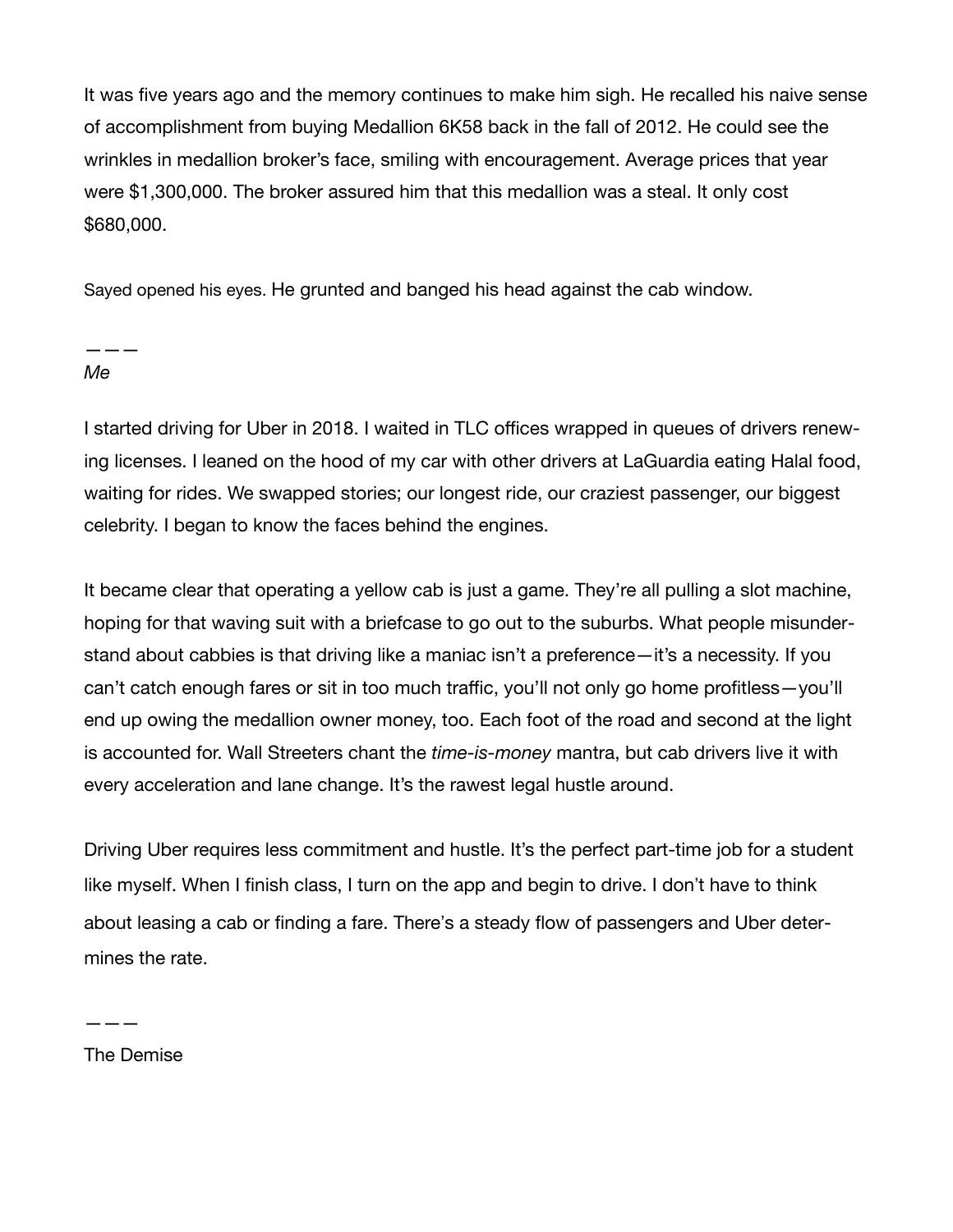It was five years ago and the memory continues to make him sigh. He recalled his naive sense of accomplishment from buying Medallion 6K58 back in the fall of 2012. He could see the wrinkles in medallion broker's face, smiling with encouragement. Average prices that year were $1,300,000. The broker assured him that this medallion was a steal. It only cost $680,000.

Sayed opened his eyes. He grunted and banged his head against the cab window.

———

*Me*

I started driving for Uber in 2018. I waited in TLC offices wrapped in queues of drivers renewing licenses. I leaned on the hood of my car with other drivers at LaGuardia eating Halal food, waiting for rides. We swapped stories; our longest ride, our craziest passenger, our biggest celebrity. I began to know the faces behind the engines.

It became clear that operating a yellow cab is just a game. They're all pulling a slot machine, hoping for that waving suit with a briefcase to go out to the suburbs. What people misunderstand about cabbies is that driving like a maniac isn't a preference—it's a necessity. If you can't catch enough fares or sit in too much traffic, you'll not only go home profitless—you'll end up owing the medallion owner money, too. Each foot of the road and second at the light is accounted for. Wall Streeters chant the *time-is-money* mantra, but cab drivers live it with every acceleration and lane change. It's the rawest legal hustle around.

Driving Uber requires less commitment and hustle. It's the perfect part-time job for a student like myself. When I finish class, I turn on the app and begin to drive. I don't have to think about leasing a cab or finding a fare. There's a steady flow of passengers and Uber determines the rate.

———

The Demise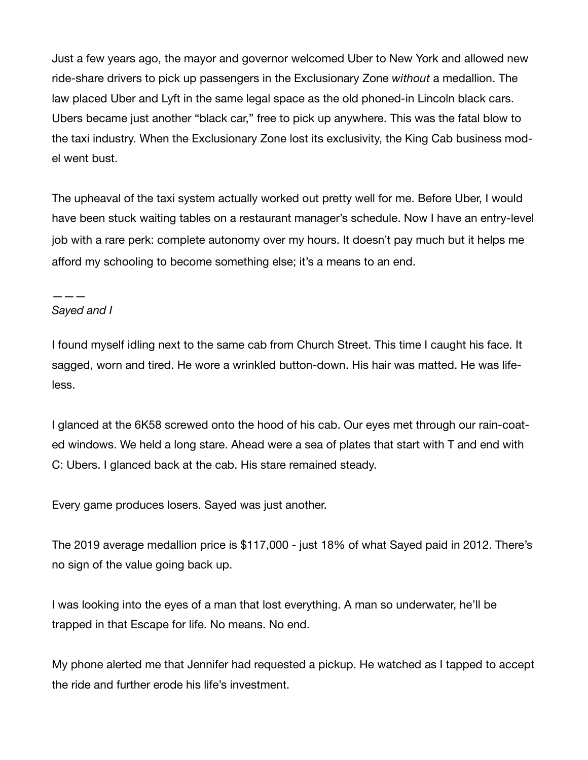Just a few years ago, the mayor and governor welcomed Uber to New York and allowed new ride-share drivers to pick up passengers in the Exclusionary Zone *without* a medallion. The law placed Uber and Lyft in the same legal space as the old phoned-in Lincoln black cars. Ubers became just another "black car," free to pick up anywhere. This was the fatal blow to the taxi industry. When the Exclusionary Zone lost its exclusivity, the King Cab business model went bust.

The upheaval of the taxi system actually worked out pretty well for me. Before Uber, I would have been stuck waiting tables on a restaurant manager's schedule. Now I have an entry-level job with a rare perk: complete autonomy over my hours. It doesn't pay much but it helps me afford my schooling to become something else; it's a means to an end.

———

*Sayed and I*

I found myself idling next to the same cab from Church Street. This time I caught his face. It sagged, worn and tired. He wore a wrinkled button-down. His hair was matted. He was lifeless.

I glanced at the 6K58 screwed onto the hood of his cab. Our eyes met through our rain-coated windows. We held a long stare. Ahead were a sea of plates that start with T and end with C: Ubers. I glanced back at the cab. His stare remained steady.

Every game produces losers. Sayed was just another.

The 2019 average medallion price is $117,000 - just 18% of what Sayed paid in 2012. There's no sign of the value going back up.

I was looking into the eyes of a man that lost everything. A man so underwater, he'll be trapped in that Escape for life. No means. No end.

My phone alerted me that Jennifer had requested a pickup. He watched as I tapped to accept the ride and further erode his life's investment.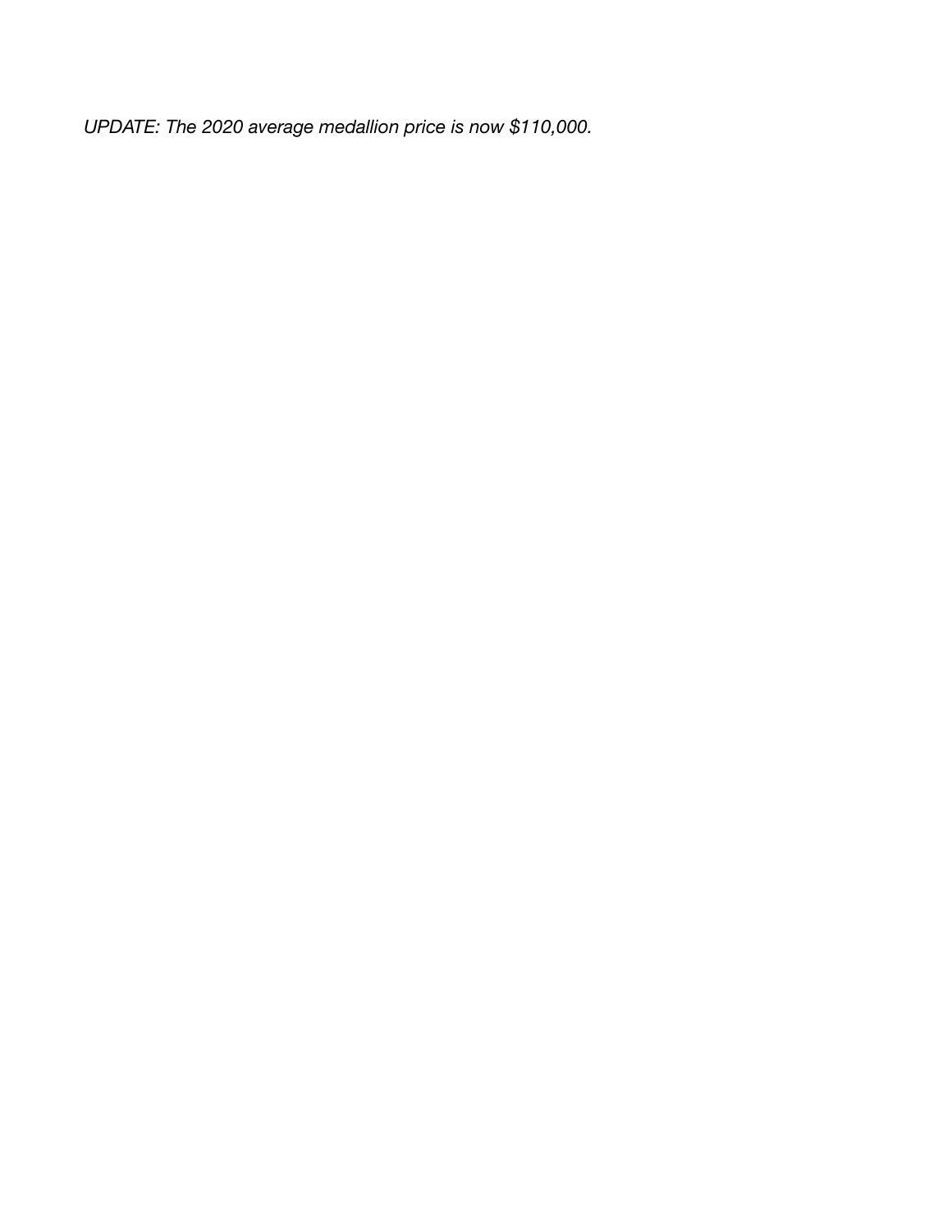*UPDATE: The 2020 average medallion price is now $110,000.*